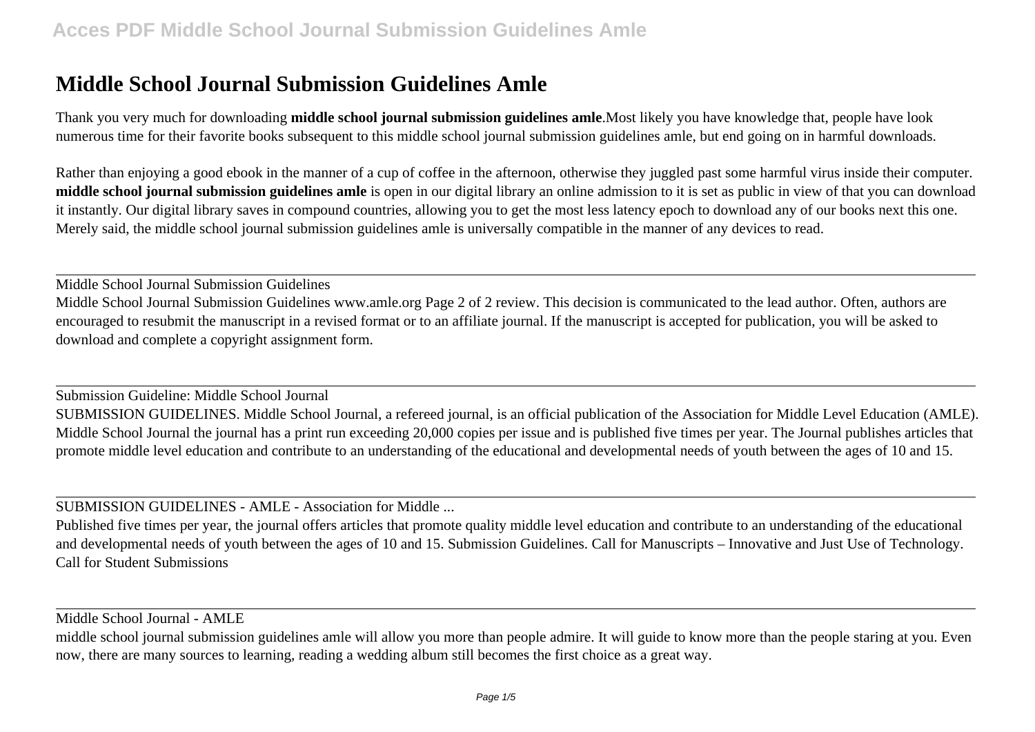# Middle School Journal Submission Guidelines Amle

Thank you very much for downloading **middle school journal submission guidelines amle**.Most likely you have knowledge that, people have look numerous time for their favorite books subsequent to this middle school journal submission guidelines amle, but end going on in harmful downloads.

Rather than enjoying a good ebook in the manner of a cup of coffee in the afternoon, otherwise they juggled past some harmful virus inside their computer. **middle school journal submission guidelines amle** is open in our digital library an online admission to it is set as public in view of that you can download it instantly. Our digital library saves in compound countries, allowing you to get the most less latency epoch to download any of our books next this one. Merely said, the middle school journal submission guidelines amle is universally compatible in the manner of any devices to read.

---

Middle School Journal Submission Guidelines

Middle School Journal Submission Guidelines www.amle.org Page 2 of 2 review. This decision is communicated to the lead author. Often, authors are encouraged to resubmit the manuscript in a revised format or to an affiliate journal. If the manuscript is accepted for publication, you will be asked to download and complete a copyright assignment form.

---

Submission Guideline: Middle School Journal

SUBMISSION GUIDELINES. Middle School Journal, a refereed journal, is an official publication of the Association for Middle Level Education (AMLE). Middle School Journal the journal has a print run exceeding 20,000 copies per issue and is published five times per year. The Journal publishes articles that promote middle level education and contribute to an understanding of the educational and developmental needs of youth between the ages of 10 and 15.

---

SUBMISSION GUIDELINES - AMLE - Association for Middle ...

Published five times per year, the journal offers articles that promote quality middle level education and contribute to an understanding of the educational and developmental needs of youth between the ages of 10 and 15. Submission Guidelines. Call for Manuscripts – Innovative and Just Use of Technology. Call for Student Submissions

---

Middle School Journal - AMLE

middle school journal submission guidelines amle will allow you more than people admire. It will guide to know more than the people staring at you. Even now, there are many sources to learning, reading a wedding album still becomes the first choice as a great way.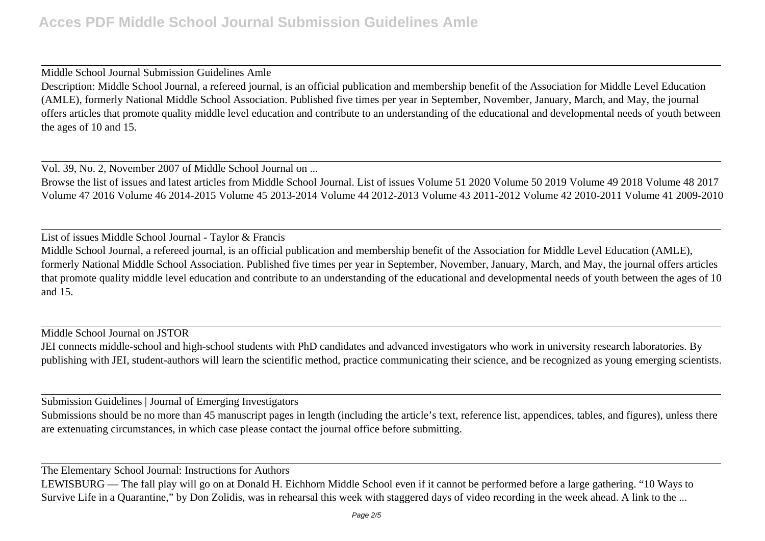Middle School Journal Submission Guidelines Amle

Description: Middle School Journal, a refereed journal, is an official publication and membership benefit of the Association for Middle Level Education (AMLE), formerly National Middle School Association. Published five times per year in September, November, January, March, and May, the journal offers articles that promote quality middle level education and contribute to an understanding of the educational and developmental needs of youth between the ages of 10 and 15.

Vol. 39, No. 2, November 2007 of Middle School Journal on ...

Browse the list of issues and latest articles from Middle School Journal. List of issues Volume 51 2020 Volume 50 2019 Volume 49 2018 Volume 48 2017 Volume 47 2016 Volume 46 2014-2015 Volume 45 2013-2014 Volume 44 2012-2013 Volume 43 2011-2012 Volume 42 2010-2011 Volume 41 2009-2010

List of issues Middle School Journal - Taylor & Francis

Middle School Journal, a refereed journal, is an official publication and membership benefit of the Association for Middle Level Education (AMLE), formerly National Middle School Association. Published five times per year in September, November, January, March, and May, the journal offers articles that promote quality middle level education and contribute to an understanding of the educational and developmental needs of youth between the ages of 10 and 15.

Middle School Journal on JSTOR

JEI connects middle-school and high-school students with PhD candidates and advanced investigators who work in university research laboratories. By publishing with JEI, student-authors will learn the scientific method, practice communicating their science, and be recognized as young emerging scientists.

Submission Guidelines | Journal of Emerging Investigators

Submissions should be no more than 45 manuscript pages in length (including the article's text, reference list, appendices, tables, and figures), unless there are extenuating circumstances, in which case please contact the journal office before submitting.

The Elementary School Journal: Instructions for Authors

LEWISBURG — The fall play will go on at Donald H. Eichhorn Middle School even if it cannot be performed before a large gathering. "10 Ways to Survive Life in a Quarantine," by Don Zolidis, was in rehearsal this week with staggered days of video recording in the week ahead. A link to the ...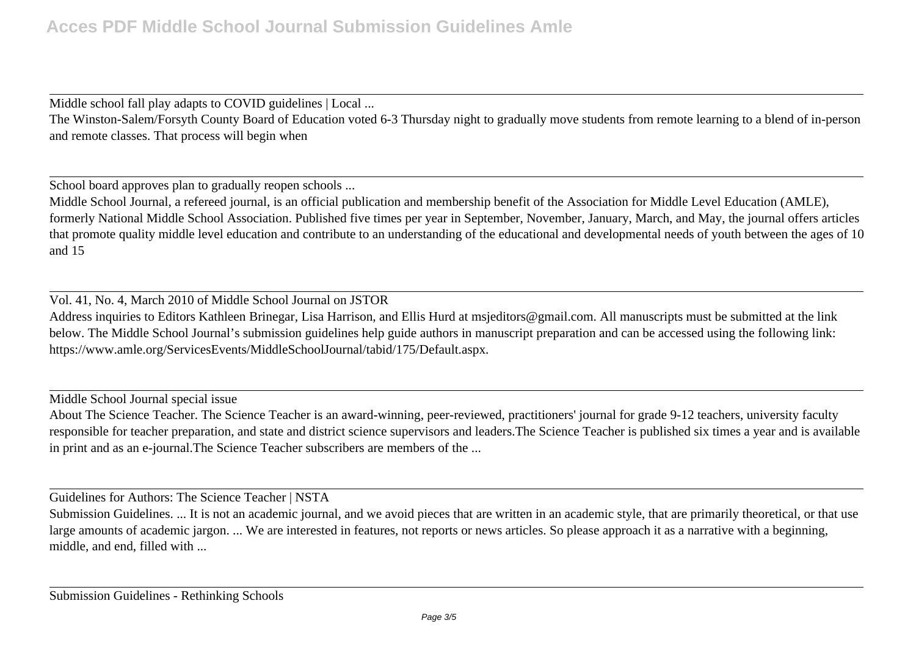Middle school fall play adapts to COVID guidelines | Local ...

The Winston-Salem/Forsyth County Board of Education voted 6-3 Thursday night to gradually move students from remote learning to a blend of in-person and remote classes. That process will begin when

---

School board approves plan to gradually reopen schools ...

Middle School Journal, a refereed journal, is an official publication and membership benefit of the Association for Middle Level Education (AMLE), formerly National Middle School Association. Published five times per year in September, November, January, March, and May, the journal offers articles that promote quality middle level education and contribute to an understanding of the educational and developmental needs of youth between the ages of 10 and 15

---

Vol. 41, No. 4, March 2010 of Middle School Journal on JSTOR

Address inquiries to Editors Kathleen Brinegar, Lisa Harrison, and Ellis Hurd at msjeditors@gmail.com. All manuscripts must be submitted at the link below. The Middle School Journal's submission guidelines help guide authors in manuscript preparation and can be accessed using the following link: https://www.amle.org/ServicesEvents/MiddleSchoolJournal/tabid/175/Default.aspx.

---

Middle School Journal special issue

About The Science Teacher. The Science Teacher is an award-winning, peer-reviewed, practitioners' journal for grade 9-12 teachers, university faculty responsible for teacher preparation, and state and district science supervisors and leaders.The Science Teacher is published six times a year and is available in print and as an e-journal.The Science Teacher subscribers are members of the ...

---

Guidelines for Authors: The Science Teacher | NSTA

Submission Guidelines. ... It is not an academic journal, and we avoid pieces that are written in an academic style, that are primarily theoretical, or that use large amounts of academic jargon. ... We are interested in features, not reports or news articles. So please approach it as a narrative with a beginning, middle, and end, filled with ...

---

Submission Guidelines - Rethinking Schools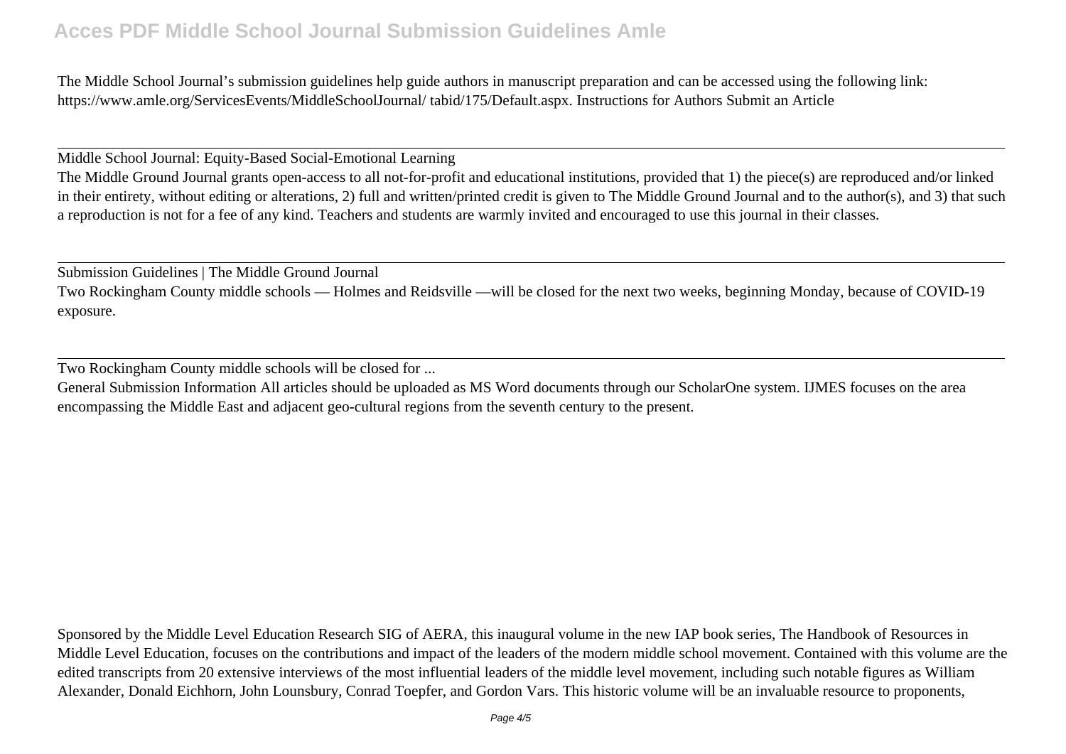The Middle School Journal's submission guidelines help guide authors in manuscript preparation and can be accessed using the following link: https://www.amle.org/ServicesEvents/MiddleSchoolJournal/ tabid/175/Default.aspx. Instructions for Authors Submit an Article

---

Middle School Journal: Equity-Based Social-Emotional Learning

The Middle Ground Journal grants open-access to all not-for-profit and educational institutions, provided that 1) the piece(s) are reproduced and/or linked in their entirety, without editing or alterations, 2) full and written/printed credit is given to The Middle Ground Journal and to the author(s), and 3) that such a reproduction is not for a fee of any kind. Teachers and students are warmly invited and encouraged to use this journal in their classes.

---

Submission Guidelines | The Middle Ground Journal

Two Rockingham County middle schools — Holmes and Reidsville —will be closed for the next two weeks, beginning Monday, because of COVID-19 exposure.

---

Two Rockingham County middle schools will be closed for ...

General Submission Information All articles should be uploaded as MS Word documents through our ScholarOne system. IJMES focuses on the area encompassing the Middle East and adjacent geo-cultural regions from the seventh century to the present.

Sponsored by the Middle Level Education Research SIG of AERA, this inaugural volume in the new IAP book series, The Handbook of Resources in Middle Level Education, focuses on the contributions and impact of the leaders of the modern middle school movement. Contained with this volume are the edited transcripts from 20 extensive interviews of the most influential leaders of the middle level movement, including such notable figures as William Alexander, Donald Eichhorn, John Lounsbury, Conrad Toepfer, and Gordon Vars. This historic volume will be an invaluable resource to proponents,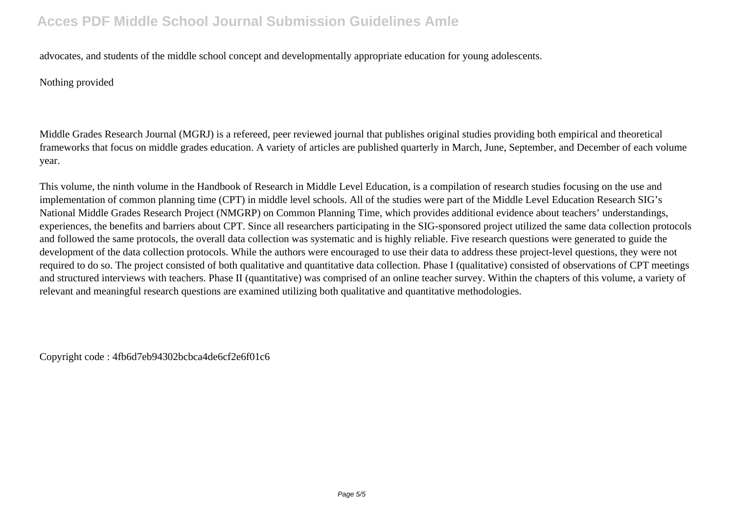advocates, and students of the middle school concept and developmentally appropriate education for young adolescents.

Nothing provided

Middle Grades Research Journal (MGRJ) is a refereed, peer reviewed journal that publishes original studies providing both empirical and theoretical frameworks that focus on middle grades education. A variety of articles are published quarterly in March, June, September, and December of each volume year.

This volume, the ninth volume in the Handbook of Research in Middle Level Education, is a compilation of research studies focusing on the use and implementation of common planning time (CPT) in middle level schools. All of the studies were part of the Middle Level Education Research SIG's National Middle Grades Research Project (NMGRP) on Common Planning Time, which provides additional evidence about teachers' understandings, experiences, the benefits and barriers about CPT. Since all researchers participating in the SIG-sponsored project utilized the same data collection protocols and followed the same protocols, the overall data collection was systematic and is highly reliable. Five research questions were generated to guide the development of the data collection protocols. While the authors were encouraged to use their data to address these project-level questions, they were not required to do so. The project consisted of both qualitative and quantitative data collection. Phase I (qualitative) consisted of observations of CPT meetings and structured interviews with teachers. Phase II (quantitative) was comprised of an online teacher survey. Within the chapters of this volume, a variety of relevant and meaningful research questions are examined utilizing both qualitative and quantitative methodologies.

Copyright code : 4fb6d7eb94302bcbca4de6cf2e6f01c6